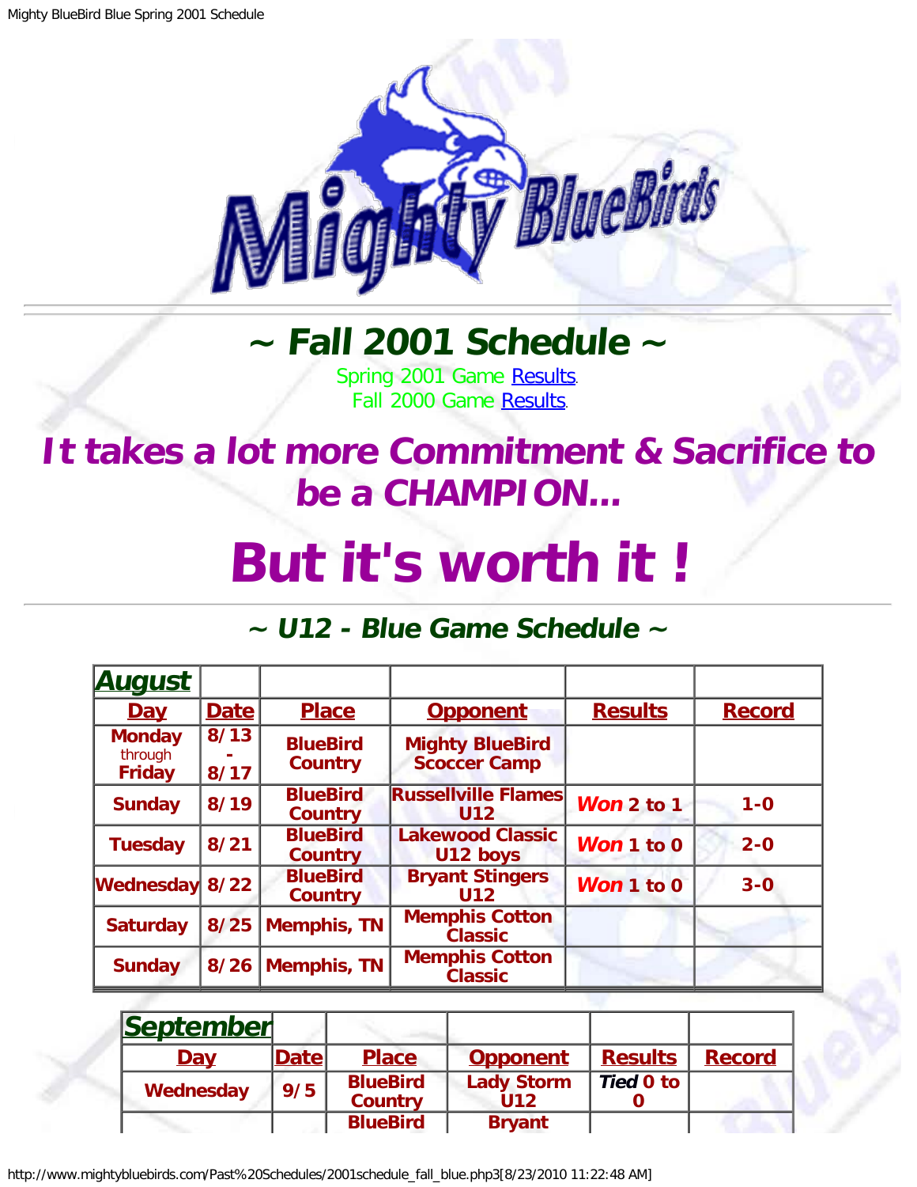# ~ Fall 2001 Schedule ~

Spring 2001 Game [Results](#).
Fall 2000 Game [Results](#).

## *It takes a lot more Commitment & Sacrifice to be a CHAMPION...*

# *But it's worth it !*

## *~ U12 - Blue Game Schedule ~*

| August | | | | | |
|---|---|---|---|---|---|
| **Day** | **Date** | **Place** | **Opponent** | **Results** | **Record** |
| **Monday** through **Friday** | **8/13 - 8/17** | **BlueBird Country** | **Mighty BlueBird Scoccer Camp** | | |
| **Sunday** | **8/19** | **BlueBird Country** | **Russellville Flames U12** | ***Won*** **2 to 1** | **1-0** |
| **Tuesday** | **8/21** | **BlueBird Country** | **Lakewood Classic U12 boys** | ***Won*** **1 to 0** | **2-0** |
| **Wednesday** | **8/22** | **BlueBird Country** | **Bryant Stingers U12** | ***Won*** **1 to 0** | **3-0** |
| **Saturday** | **8/25** | **Memphis, TN** | **Memphis Cotton Classic** | | |
| **Sunday** | **8/26** | **Memphis, TN** | **Memphis Cotton Classic** | | |

| September | | | | | |
|---|---|---|---|---|---|
| **Day** | **Date** | **Place** | **Opponent** | **Results** | **Record** |
| **Wednesday** | **9/5** | **BlueBird Country** | **Lady Storm U12** | ***Tied*** **0 to 0** | |
| | | **BlueBird** | **Bryant** | | |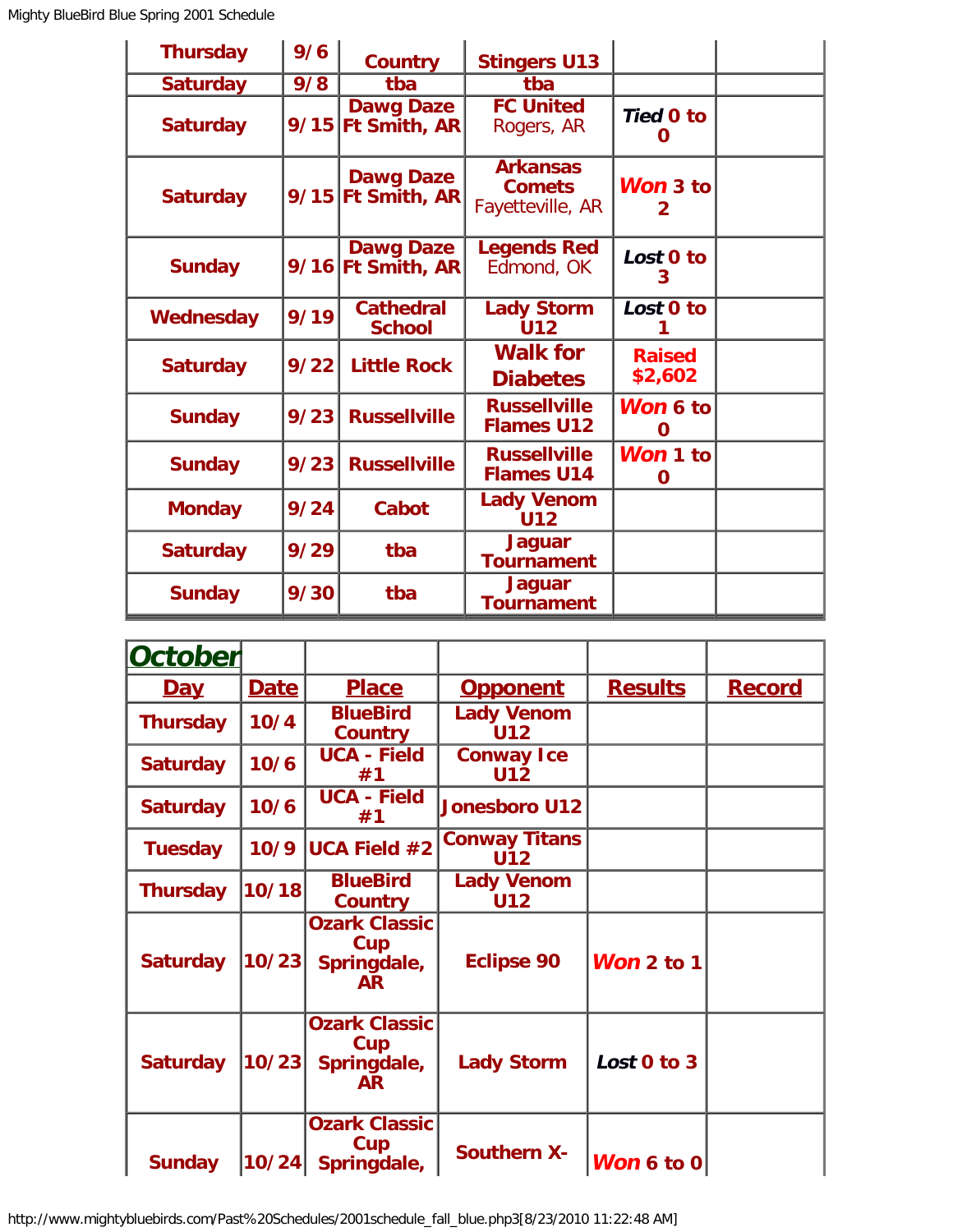| | | | | | |
|---|---|---|---|---|---|
| Thursday | 9/6 | Country | Stingers U13 | | |
| Saturday | 9/8 | tba | tba | | |
| Saturday | 9/15 | Dawg Daze Ft Smith, AR | FC United Rogers, AR | *Tied* 0 to 0 | |
| Saturday | 9/15 | Dawg Daze Ft Smith, AR | Arkansas Comets Fayetteville, AR | *Won* 3 to 2 | |
| Sunday | 9/16 | Dawg Daze Ft Smith, AR | Legends Red Edmond, OK | *Lost* 0 to 3 | |
| Wednesday | 9/19 | Cathedral School | Lady Storm U12 | *Lost* 0 to 1 | |
| Saturday | 9/22 | Little Rock | Walk for Diabetes | Raised $2,602 | |
| Sunday | 9/23 | Russellville | Russellville Flames U12 | *Won* 6 to 0 | |
| Sunday | 9/23 | Russellville | Russellville Flames U14 | *Won* 1 to 0 | |
| Monday | 9/24 | Cabot | Lady Venom U12 | | |
| Saturday | 9/29 | tba | Jaguar Tournament | | |
| Sunday | 9/30 | tba | Jaguar Tournament | | |

## October

| Day | Date | Place | Opponent | Results | Record |
|---|---|---|---|---|---|
| Thursday | 10/4 | BlueBird Country | Lady Venom U12 | | |
| Saturday | 10/6 | UCA - Field #1 | Conway Ice U12 | | |
| Saturday | 10/6 | UCA - Field #1 | Jonesboro U12 | | |
| Tuesday | 10/9 | UCA Field #2 | Conway Titans U12 | | |
| Thursday | 10/18 | BlueBird Country | Lady Venom U12 | | |
| Saturday | 10/23 | Ozark Classic Cup Springdale, AR | Eclipse 90 | *Won* 2 to 1 | |
| Saturday | 10/23 | Ozark Classic Cup Springdale, AR | Lady Storm | *Lost* 0 to 3 | |
| Sunday | 10/24 | Ozark Classic Cup Springdale, | Southern X- | *Won* 6 to 0 | |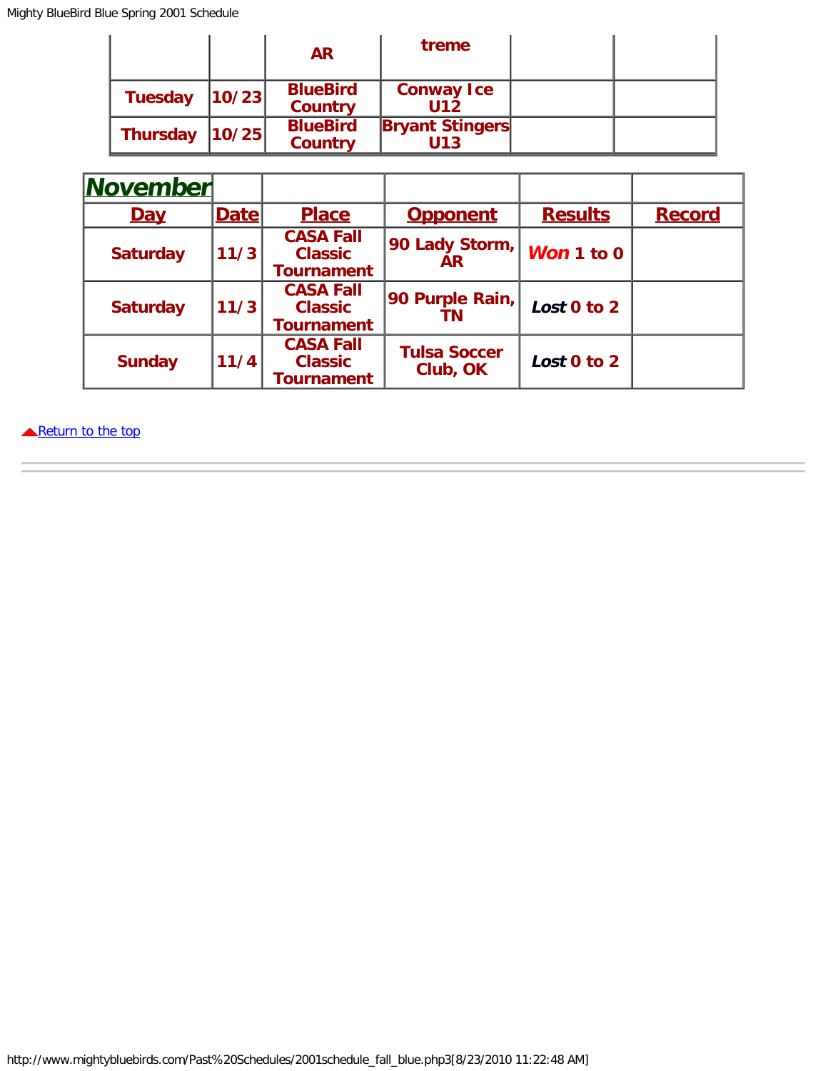| | | | | | |
|---|---|---|---|---|---|
| | | AR | treme | | |
| Tuesday | 10/23 | BlueBird Country | Conway Ice U12 | | |
| Thursday | 10/25 | BlueBird Country | Bryant Stingers U13 | | |

| ***November*** | | | | | |
|---|---|---|---|---|---|
| **Day** | **Date** | **Place** | **Opponent** | **Results** | **Record** |
| Saturday | 11/3 | CASA Fall Classic Tournament | 90 Lady Storm, AR | ***Won*** 1 to 0 | |
| Saturday | 11/3 | CASA Fall Classic Tournament | 90 Purple Rain, TN | ***Lost*** 0 to 2 | |
| Sunday | 11/4 | CASA Fall Classic Tournament | Tulsa Soccer Club, OK | ***Lost*** 0 to 2 | |

Return to the top